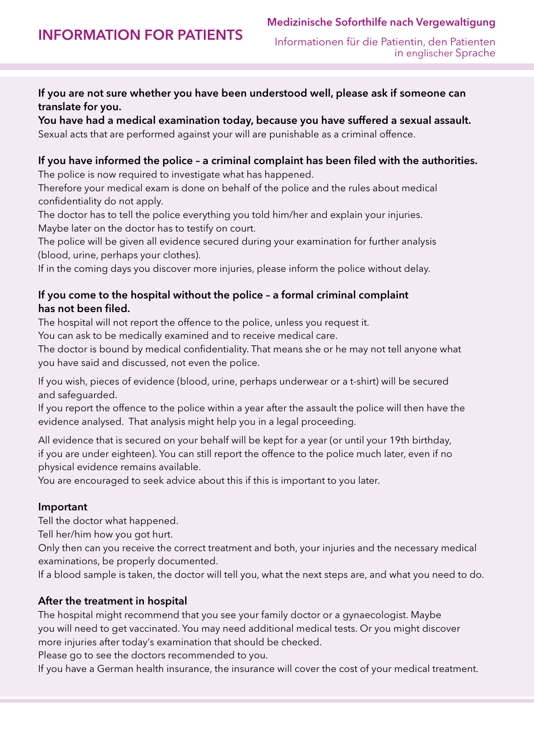# INFORMATION FOR PATIENTS

**Medizinische Soforthilfe nach Vergewaltigung**

Informationen für die Patientin, den Patienten in englischer Sprache

**If you are not sure whether you have been understood well, please ask if someone can translate for you.**

**You have had a medical examination today, because you have suffered a sexual assault.**

Sexual acts that are performed against your will are punishable as a criminal offence.

**If you have informed the police – a criminal complaint has been filed with the authorities.**

The police is now required to investigate what has happened.

Therefore your medical exam is done on behalf of the police and the rules about medical confidentiality do not apply.

The doctor has to tell the police everything you told him/her and explain your injuries.

Maybe later on the doctor has to testify on court.

The police will be given all evidence secured during your examination for further analysis (blood, urine, perhaps your clothes).

If in the coming days you discover more injuries, please inform the police without delay.

**If you come to the hospital without the police – a formal criminal complaint has not been filed.**

The hospital will not report the offence to the police, unless you request it.

You can ask to be medically examined and to receive medical care.

The doctor is bound by medical confidentiality. That means she or he may not tell anyone what you have said and discussed, not even the police.

If you wish, pieces of evidence (blood, urine, perhaps underwear or a t-shirt) will be secured and safeguarded.

If you report the offence to the police within a year after the assault the police will then have the evidence analysed. That analysis might help you in a legal proceeding.

All evidence that is secured on your behalf will be kept for a year (or until your 19th birthday, if you are under eighteen). You can still report the offence to the police much later, even if no physical evidence remains available.

You are encouraged to seek advice about this if this is important to you later.

**Important**

Tell the doctor what happened.

Tell her/him how you got hurt.

Only then can you receive the correct treatment and both, your injuries and the necessary medical examinations, be properly documented.

If a blood sample is taken, the doctor will tell you, what the next steps are, and what you need to do.

**After the treatment in hospital**

The hospital might recommend that you see your family doctor or a gynaecologist. Maybe you will need to get vaccinated. You may need additional medical tests. Or you might discover more injuries after today's examination that should be checked.

Please go to see the doctors recommended to you.

If you have a German health insurance, the insurance will cover the cost of your medical treatment.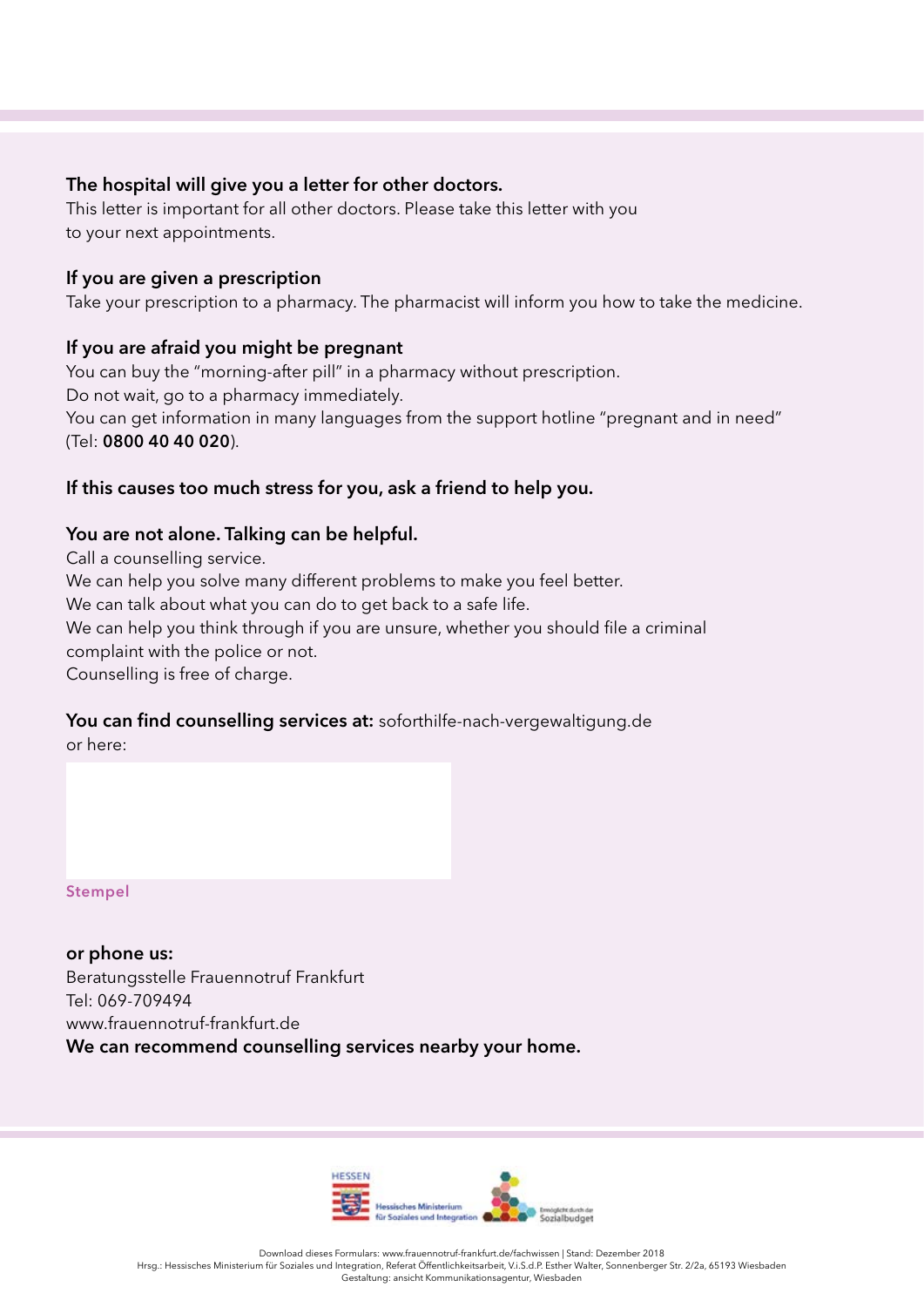**The hospital will give you a letter for other doctors.**
This letter is important for all other doctors. Please take this letter with you to your next appointments.

**If you are given a prescription**
Take your prescription to a pharmacy. The pharmacist will inform you how to take the medicine.

**If you are afraid you might be pregnant**
You can buy the "morning-after pill" in a pharmacy without prescription.
Do not wait, go to a pharmacy immediately.
You can get information in many languages from the support hotline "pregnant and in need" (Tel: **0800 40 40 020**).

**If this causes too much stress for you, ask a friend to help you.**

**You are not alone. Talking can be helpful.**
Call a counselling service.
We can help you solve many different problems to make you feel better.
We can talk about what you can do to get back to a safe life.
We can help you think through if you are unsure, whether you should file a criminal complaint with the police or not.
Counselling is free of charge.

**You can find counselling services at:** soforthilfe-nach-vergewaltigung.de
or here:

Stempel

**or phone us:**
Beratungsstelle Frauennotruf Frankfurt
Tel: 069-709494
www.frauennotruf-frankfurt.de
**We can recommend counselling services nearby your home.**

HESSEN
Hessisches Ministerium für Soziales und Integration
Ermöglicht durch das Sozialbudget

Download dieses Formulars: www.frauennotruf-frankfurt.de/fachwissen | Stand: Dezember 2018
Hrsg.: Hessisches Ministerium für Soziales und Integration, Referat Öffentlichkeitsarbeit, V.i.S.d.P. Esther Walter, Sonnenberger Str. 2/2a, 65193 Wiesbaden
Gestaltung: ansicht Kommunikationsagentur, Wiesbaden